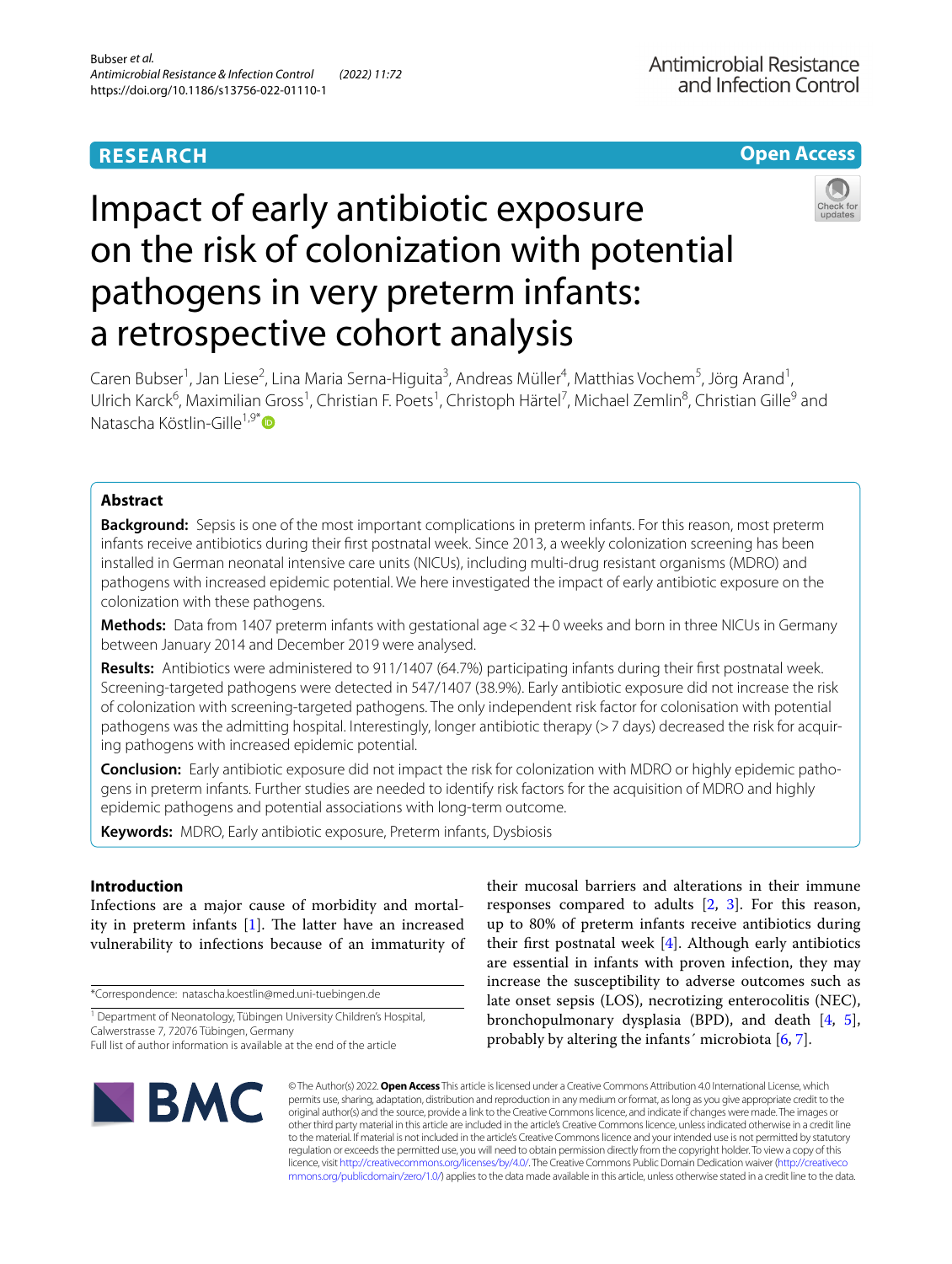RESEARCH

Open Access

# Impact of early antibiotic exposure on the risk of colonization with potential pathogens in very preterm infants: a retrospective cohort analysis

Caren Bubser[1], Jan Liese[2], Lina Maria Serna‑Higuita[3], Andreas Müller[4], Matthias Vochem[5], Jörg Arand[1], Ulrich Karck[6], Maximilian Gross[1], Christian F. Poets[1], Christoph Härtel[7], Michael Zemlin[8], Christian Gille[9] and Natascha Köstlin‑Gille[1,9*]

## Abstract

**Background:** Sepsis is one of the most important complications in preterm infants. For this reason, most preterm infants receive antibiotics during their first postnatal week. Since 2013, a weekly colonization screening has been installed in German neonatal intensive care units (NICUs), including multi-drug resistant organisms (MDRO) and pathogens with increased epidemic potential. We here investigated the impact of early antibiotic exposure on the colonization with these pathogens.

**Methods:** Data from 1407 preterm infants with gestational age < 32 + 0 weeks and born in three NICUs in Germany between January 2014 and December 2019 were analysed.

**Results:** Antibiotics were administered to 911/1407 (64.7%) participating infants during their first postnatal week. Screening-targeted pathogens were detected in 547/1407 (38.9%). Early antibiotic exposure did not increase the risk of colonization with screening-targeted pathogens. The only independent risk factor for colonisation with potential pathogens was the admitting hospital. Interestingly, longer antibiotic therapy (> 7 days) decreased the risk for acquiring pathogens with increased epidemic potential.

**Conclusion:** Early antibiotic exposure did not impact the risk for colonization with MDRO or highly epidemic pathogens in preterm infants. Further studies are needed to identify risk factors for the acquisition of MDRO and highly epidemic pathogens and potential associations with long-term outcome.

**Keywords:** MDRO, Early antibiotic exposure, Preterm infants, Dysbiosis

## Introduction

Infections are a major cause of morbidity and mortality in preterm infants [1]. The latter have an increased vulnerability to infections because of an immaturity of their mucosal barriers and alterations in their immune responses compared to adults [2, 3]. For this reason, up to 80% of preterm infants receive antibiotics during their first postnatal week [4]. Although early antibiotics are essential in infants with proven infection, they may increase the susceptibility to adverse outcomes such as late onset sepsis (LOS), necrotizing enterocolitis (NEC), bronchopulmonary dysplasia (BPD), and death [4, 5], probably by altering the infants´ microbiota [6, 7].

*Correspondence: natascha.koestlin@med.uni-tuebingen.de

[1] Department of Neonatology, Tübingen University Children's Hospital, Calwerstrasse 7, 72076 Tübingen, Germany

Full list of author information is available at the end of the article

© The Author(s) 2022. **Open Access** This article is licensed under a Creative Commons Attribution 4.0 International License, which permits use, sharing, adaptation, distribution and reproduction in any medium or format, as long as you give appropriate credit to the original author(s) and the source, provide a link to the Creative Commons licence, and indicate if changes were made. The images or other third party material in this article are included in the article's Creative Commons licence, unless indicated otherwise in a credit line to the material. If material is not included in the article's Creative Commons licence and your intended use is not permitted by statutory regulation or exceeds the permitted use, you will need to obtain permission directly from the copyright holder. To view a copy of this licence, visit http://creativecommons.org/licenses/by/4.0/. The Creative Commons Public Domain Dedication waiver (http://creativecommons.org/publicdomain/zero/1.0/) applies to the data made available in this article, unless otherwise stated in a credit line to the data.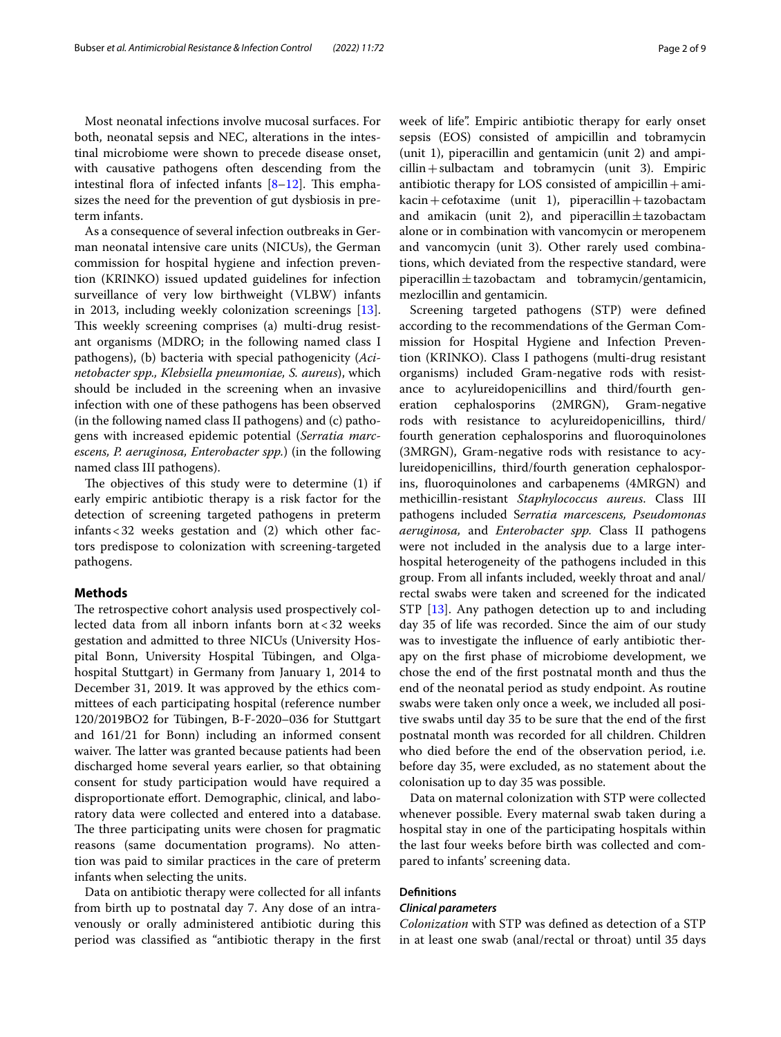Most neonatal infections involve mucosal surfaces. For both, neonatal sepsis and NEC, alterations in the intestinal microbiome were shown to precede disease onset, with causative pathogens often descending from the intestinal flora of infected infants [8–12]. This emphasizes the need for the prevention of gut dysbiosis in preterm infants.

As a consequence of several infection outbreaks in German neonatal intensive care units (NICUs), the German commission for hospital hygiene and infection prevention (KRINKO) issued updated guidelines for infection surveillance of very low birthweight (VLBW) infants in 2013, including weekly colonization screenings [13]. This weekly screening comprises (a) multi-drug resistant organisms (MDRO; in the following named class I pathogens), (b) bacteria with special pathogenicity (*Acinetobacter spp., Klebsiella pneumoniae, S. aureus*), which should be included in the screening when an invasive infection with one of these pathogens has been observed (in the following named class II pathogens) and (c) pathogens with increased epidemic potential (*Serratia marcescens, P. aeruginosa, Enterobacter spp.*) (in the following named class III pathogens).

The objectives of this study were to determine (1) if early empiric antibiotic therapy is a risk factor for the detection of screening targeted pathogens in preterm infants < 32 weeks gestation and (2) which other factors predispose to colonization with screening-targeted pathogens.

## Methods

The retrospective cohort analysis used prospectively collected data from all inborn infants born at < 32 weeks gestation and admitted to three NICUs (University Hospital Bonn, University Hospital Tübingen, and Olgahospital Stuttgart) in Germany from January 1, 2014 to December 31, 2019. It was approved by the ethics committees of each participating hospital (reference number 120/2019BO2 for Tübingen, B-F-2020–036 for Stuttgart and 161/21 for Bonn) including an informed consent waiver. The latter was granted because patients had been discharged home several years earlier, so that obtaining consent for study participation would have required a disproportionate effort. Demographic, clinical, and laboratory data were collected and entered into a database. The three participating units were chosen for pragmatic reasons (same documentation programs). No attention was paid to similar practices in the care of preterm infants when selecting the units.

Data on antibiotic therapy were collected for all infants from birth up to postnatal day 7. Any dose of an intravenously or orally administered antibiotic during this period was classified as "antibiotic therapy in the first week of life". Empiric antibiotic therapy for early onset sepsis (EOS) consisted of ampicillin and tobramycin (unit 1), piperacillin and gentamicin (unit 2) and ampicillin + sulbactam and tobramycin (unit 3). Empiric antibiotic therapy for LOS consisted of ampicillin + amikacin + cefotaxime (unit 1), piperacillin + tazobactam and amikacin (unit 2), and piperacillin ± tazobactam alone or in combination with vancomycin or meropenem and vancomycin (unit 3). Other rarely used combinations, which deviated from the respective standard, were piperacillin ± tazobactam and tobramycin/gentamicin, mezlocillin and gentamicin.

Screening targeted pathogens (STP) were defined according to the recommendations of the German Commission for Hospital Hygiene and Infection Prevention (KRINKO). Class I pathogens (multi-drug resistant organisms) included Gram-negative rods with resistance to acylureidopenicillins and third/fourth generation cephalosporins (2MRGN), Gram-negative rods with resistance to acylureidopenicillins, third/fourth generation cephalosporins and fluoroquinolones (3MRGN), Gram-negative rods with resistance to acylureidopenicillins, third/fourth generation cephalosporins, fluoroquinolones and carbapenems (4MRGN) and methicillin-resistant *Staphylococcus aureus*. Class III pathogens included *Serratia marcescens, Pseudomonas aeruginosa,* and *Enterobacter spp.* Class II pathogens were not included in the analysis due to a large inter-hospital heterogeneity of the pathogens included in this group. From all infants included, weekly throat and anal/rectal swabs were taken and screened for the indicated STP [13]. Any pathogen detection up to and including day 35 of life was recorded. Since the aim of our study was to investigate the influence of early antibiotic therapy on the first phase of microbiome development, we chose the end of the first postnatal month and thus the end of the neonatal period as study endpoint. As routine swabs were taken only once a week, we included all positive swabs until day 35 to be sure that the end of the first postnatal month was recorded for all children. Children who died before the end of the observation period, i.e. before day 35, were excluded, as no statement about the colonisation up to day 35 was possible.

Data on maternal colonization with STP were collected whenever possible. Every maternal swab taken during a hospital stay in one of the participating hospitals within the last four weeks before birth was collected and compared to infants' screening data.

### Definitions

#### *Clinical parameters*

*Colonization* with STP was defined as detection of a STP in at least one swab (anal/rectal or throat) until 35 days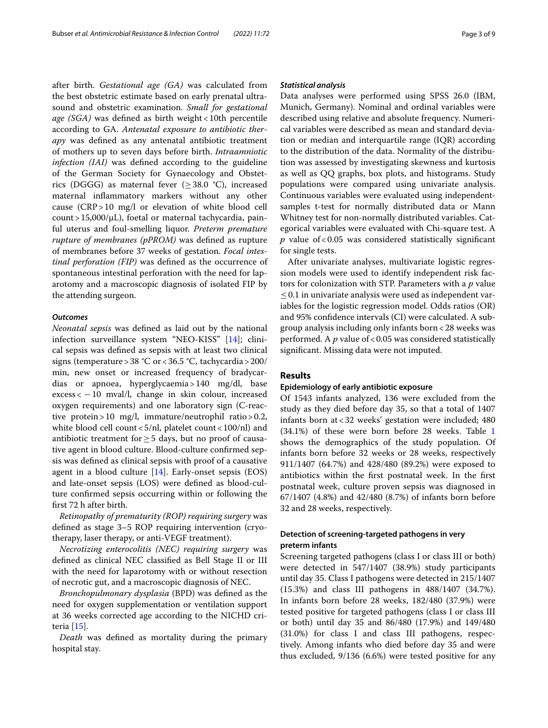after birth. *Gestational age (GA)* was calculated from the best obstetric estimate based on early prenatal ultrasound and obstetric examination. *Small for gestational age (SGA)* was defined as birth weight < 10th percentile according to GA. *Antenatal exposure to antibiotic therapy* was defined as any antenatal antibiotic treatment of mothers up to seven days before birth. *Intraamniotic infection (IAI)* was defined according to the guideline of the German Society for Gynaecology and Obstetrics (DGGG) as maternal fever (≥ 38.0 °C), increased maternal inflammatory markers without any other cause (CRP > 10 mg/l or elevation of white blood cell count > 15,000/µL), foetal or maternal tachycardia, painful uterus and foul-smelling liquor. *Preterm premature rupture of membranes (pPROM)* was defined as rupture of membranes before 37 weeks of gestation. *Focal intestinal perforation (FIP)* was defined as the occurrence of spontaneous intestinal perforation with the need for laparotomy and a macroscopic diagnosis of isolated FIP by the attending surgeon.

### Outcomes

*Neonatal sepsis* was defined as laid out by the national infection surveillance system "NEO-KISS" [14]; clinical sepsis was defined as sepsis with at least two clinical signs (temperature > 38 °C or < 36.5 °C, tachycardia > 200/min, new onset or increased frequency of bradycardias or apnoea, hyperglycaemia > 140 mg/dl, base excess < − 10 mval/l, change in skin colour, increased oxygen requirements) and one laboratory sign (C-reactive protein > 10 mg/l, immature/neutrophil ratio > 0.2, white blood cell count < 5/nl, platelet count < 100/nl) and antibiotic treatment for ≥ 5 days, but no proof of causative agent in blood culture. Blood-culture confirmed sepsis was defined as clinical sepsis with proof of a causative agent in a blood culture [14]. Early-onset sepsis (EOS) and late-onset sepsis (LOS) were defined as blood-culture confirmed sepsis occurring within or following the first 72 h after birth.

*Retinopathy of prematurity (ROP) requiring surgery* was defined as stage 3–5 ROP requiring intervention (cryotherapy, laser therapy, or anti-VEGF treatment).

*Necrotizing enterocolitis (NEC) requiring surgery* was defined as clinical NEC classified as Bell Stage II or III with the need for laparotomy with or without resection of necrotic gut, and a macroscopic diagnosis of NEC.

*Bronchopulmonary dysplasia* (BPD) was defined as the need for oxygen supplementation or ventilation support at 36 weeks corrected age according to the NICHD criteria [15].

*Death* was defined as mortality during the primary hospital stay.

### Statistical analysis

Data analyses were performed using SPSS 26.0 (IBM, Munich, Germany). Nominal and ordinal variables were described using relative and absolute frequency. Numerical variables were described as mean and standard deviation or median and interquartile range (IQR) according to the distribution of the data. Normality of the distribution was assessed by investigating skewness and kurtosis as well as QQ graphs, box plots, and histograms. Study populations were compared using univariate analysis. Continuous variables were evaluated using independent-samples t-test for normally distributed data or Mann Whitney test for non-normally distributed variables. Categorical variables were evaluated with Chi-square test. A $p$ value of $< 0.05$ was considered statistically significant for single tests.

After univariate analyses, multivariate logistic regression models were used to identify independent risk factors for colonization with STP. Parameters with a $p$ value $\leq 0.1$ in univariate analysis were used as independent variables for the logistic regression model. Odds ratios (OR) and 95% confidence intervals (CI) were calculated. A subgroup analysis including only infants born < 28 weeks was performed. A $p$ value of $< 0.05$ was considered statistically significant. Missing data were not imputed.

## Results

### Epidemiology of early antibiotic exposure

Of 1543 infants analyzed, 136 were excluded from the study as they died before day 35, so that a total of 1407 infants born at < 32 weeks' gestation were included; 480 (34.1%) of these were born before 28 weeks. Table 1 shows the demographics of the study population. Of infants born before 32 weeks or 28 weeks, respectively 911/1407 (64.7%) and 428/480 (89.2%) were exposed to antibiotics within the first postnatal week. In the first postnatal week, culture proven sepsis was diagnosed in 67/1407 (4.8%) and 42/480 (8.7%) of infants born before 32 and 28 weeks, respectively.

### Detection of screening-targeted pathogens in very preterm infants

Screening targeted pathogens (class I or class III or both) were detected in 547/1407 (38.9%) study participants until day 35. Class I pathogens were detected in 215/1407 (15.3%) and class III pathogens in 488/1407 (34.7%). In infants born before 28 weeks, 182/480 (37.9%) were tested positive for targeted pathogens (class I or class III or both) until day 35 and 86/480 (17.9%) and 149/480 (31.0%) for class I and class III pathogens, respectively. Among infants who died before day 35 and were thus excluded, 9/136 (6.6%) were tested positive for any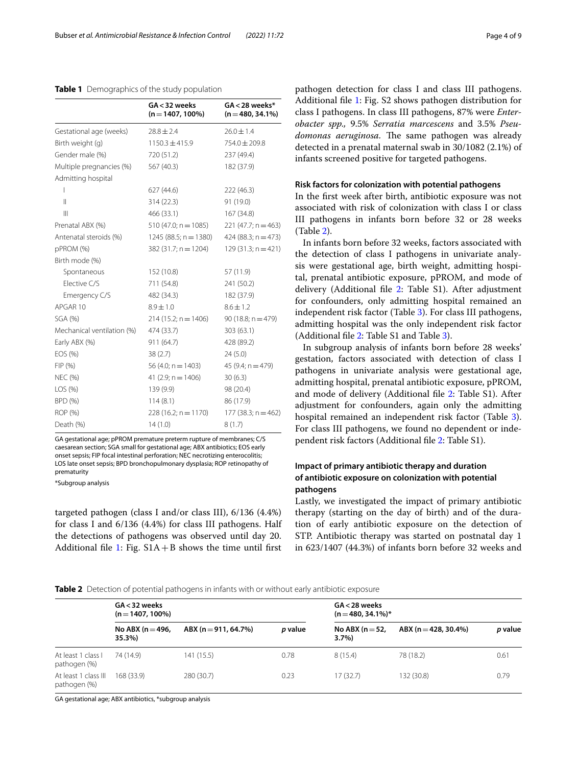**Table 1** Demographics of the study population

| | GA < 32 weeks (n = 1407, 100%) | GA < 28 weeks* (n = 480, 34.1%) |
|---|---|---|
| Gestational age (weeks) | 28.8 ± 2.4 | 26.0 ± 1.4 |
| Birth weight (g) | 1150.3 ± 415.9 | 754.0 ± 209.8 |
| Gender male (%) | 720 (51.2) | 237 (49.4) |
| Multiple pregnancies (%) | 567 (40.3) | 182 (37.9) |
| Admitting hospital | | |
| I | 627 (44.6) | 222 (46.3) |
| II | 314 (22.3) | 91 (19.0) |
| III | 466 (33.1) | 167 (34.8) |
| Prenatal ABX (%) | 510 (47.0; n = 1085) | 221 (47.7; n = 463) |
| Antenatal steroids (%) | 1245 (88.5; n = 1380) | 424 (88.3; n = 473) |
| pPROM (%) | 382 (31.7; n = 1204) | 129 (31.3; n = 421) |
| Birth mode (%) | | |
| Spontaneous | 152 (10.8) | 57 (11.9) |
| Elective C/S | 711 (54.8) | 241 (50.2) |
| Emergency C/S | 482 (34.3) | 182 (37.9) |
| APGAR 10 | 8.9 ± 1.0 | 8.6 ± 1.2 |
| SGA (%) | 214 (15.2; n = 1406) | 90 (18.8; n = 479) |
| Mechanical ventilation (%) | 474 (33.7) | 303 (63.1) |
| Early ABX (%) | 911 (64.7) | 428 (89.2) |
| EOS (%) | 38 (2.7) | 24 (5.0) |
| FIP (%) | 56 (4.0; n = 1403) | 45 (9.4; n = 479) |
| NEC (%) | 41 (2.9; n = 1406) | 30 (6.3) |
| LOS (%) | 139 (9.9) | 98 (20.4) |
| BPD (%) | 114 (8.1) | 86 (17.9) |
| ROP (%) | 228 (16.2; n = 1170) | 177 (38.3; n = 462) |
| Death (%) | 14 (1.0) | 8 (1.7) |

GA gestational age; pPROM premature preterm rupture of membranes; C/S caesarean section; SGA small for gestational age; ABX antibiotics; EOS early onset sepsis; FIP focal intestinal perforation; NEC necrotizing enterocolitis; LOS late onset sepsis; BPD bronchopulmonary dysplasia; ROP retinopathy of prematurity

*Subgroup analysis

targeted pathogen (class I and/or class III), 6/136 (4.4%) for class I and 6/136 (4.4%) for class III pathogens. Half the detections of pathogens was observed until day 20. Additional file 1: Fig. S1A + B shows the time until first pathogen detection for class I and class III pathogens. Additional file 1: Fig. S2 shows pathogen distribution for class I pathogens. In class III pathogens, 87% were *Enterobacter spp.*, 9.5% *Serratia marcescens* and 3.5% *Pseudomonas aeruginosa*. The same pathogen was already detected in a prenatal maternal swab in 30/1082 (2.1%) of infants screened positive for targeted pathogens.

### Risk factors for colonization with potential pathogens

In the first week after birth, antibiotic exposure was not associated with risk of colonization with class I or class III pathogens in infants born before 32 or 28 weeks (Table 2).

In infants born before 32 weeks, factors associated with the detection of class I pathogens in univariate analysis were gestational age, birth weight, admitting hospital, prenatal antibiotic exposure, pPROM, and mode of delivery (Additional file 2: Table S1). After adjustment for confounders, only admitting hospital remained an independent risk factor (Table 3). For class III pathogens, admitting hospital was the only independent risk factor (Additional file 2: Table S1 and Table 3).

In subgroup analysis of infants born before 28 weeks' gestation, factors associated with detection of class I pathogens in univariate analysis were gestational age, admitting hospital, prenatal antibiotic exposure, pPROM, and mode of delivery (Additional file 2: Table S1). After adjustment for confounders, again only the admitting hospital remained an independent risk factor (Table 3). For class III pathogens, we found no dependent or independent risk factors (Additional file 2: Table S1).

### Impact of primary antibiotic therapy and duration of antibiotic exposure on colonization with potential pathogens

Lastly, we investigated the impact of primary antibiotic therapy (starting on the day of birth) and of the duration of early antibiotic exposure on the detection of STP. Antibiotic therapy was started on postnatal day 1 in 623/1407 (44.3%) of infants born before 32 weeks and

**Table 2** Detection of potential pathogens in infants with or without early antibiotic exposure

| | GA < 32 weeks (n = 1407, 100%) | | | GA < 28 weeks (n = 480, 34.1%)* | | |
|---|---|---|---|---|---|---|
| | No ABX (n = 496, 35.3%) | ABX (n = 911, 64.7%) | *p* value | No ABX (n = 52, 3.7%) | ABX (n = 428, 30.4%) | *p* value |
| At least 1 class I pathogen (%) | 74 (14.9) | 141 (15.5) | 0.78 | 8 (15.4) | 78 (18.2) | 0.61 |
| At least 1 class III pathogen (%) | 168 (33.9) | 280 (30.7) | 0.23 | 17 (32.7) | 132 (30.8) | 0.79 |

GA gestational age; ABX antibiotics, *subgroup analysis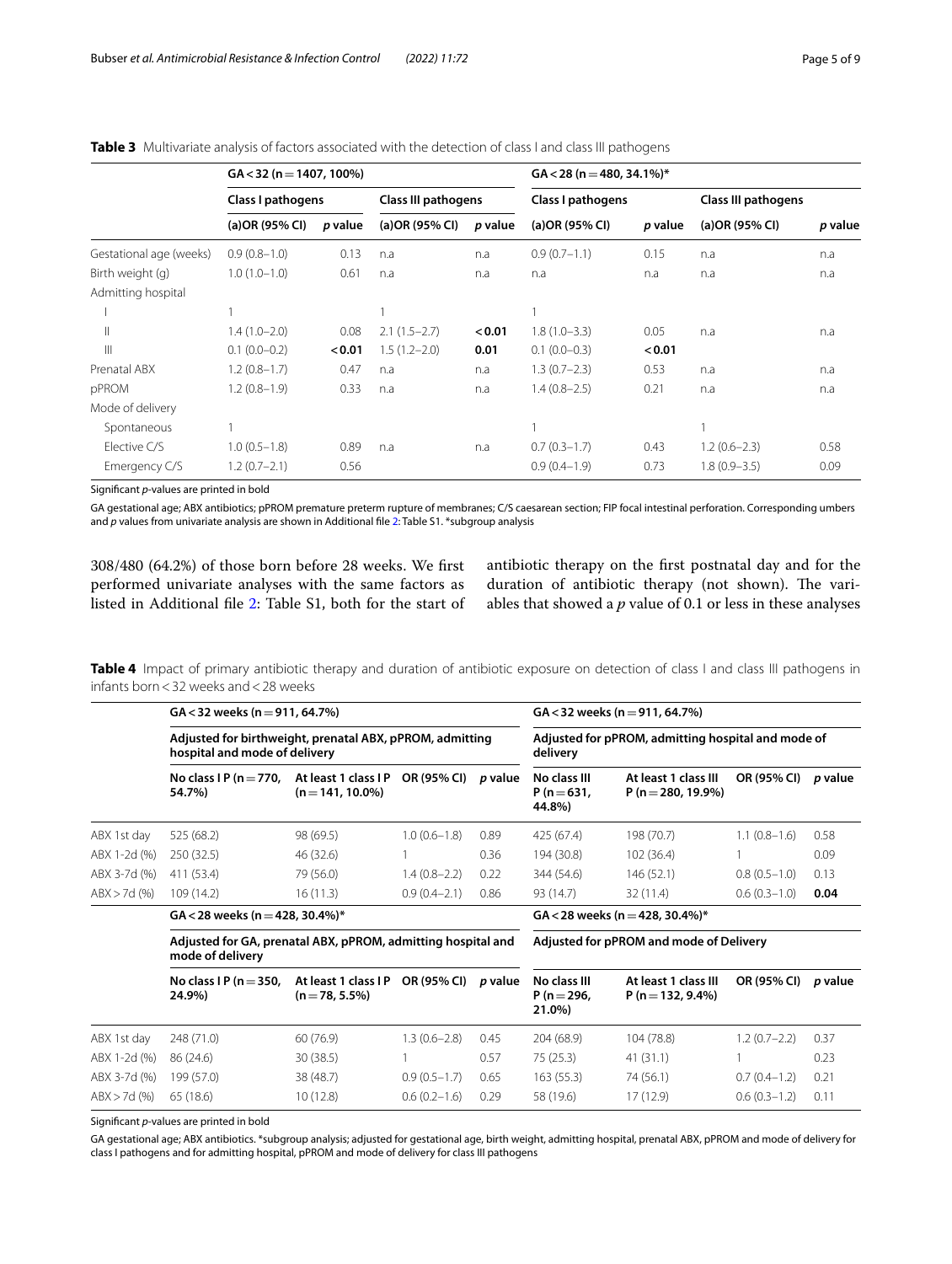**Table 3** Multivariate analysis of factors associated with the detection of class I and class III pathogens

| | GA < 32 (n = 1407, 100%) | | | | GA < 28 (n = 480, 34.1%)* | | | |
|---|---|---|---|---|---|---|---|---|
| | Class I pathogens | | Class III pathogens | | Class I pathogens | | Class III pathogens | |
| | (a)OR (95% CI) | *p* value | (a)OR (95% CI) | *p* value | (a)OR (95% CI) | *p* value | (a)OR (95% CI) | *p* value |
| Gestational age (weeks) | 0.9 (0.8–1.0) | 0.13 | n.a | n.a | 0.9 (0.7–1.1) | 0.15 | n.a | n.a |
| Birth weight (g) | 1.0 (1.0–1.0) | 0.61 | n.a | n.a | n.a | n.a | n.a | n.a |
| Admitting hospital | | | | | | | | |
| I | 1 | | 1 | | 1 | | | |
| II | 1.4 (1.0–2.0) | 0.08 | 2.1 (1.5–2.7) | **< 0.01** | 1.8 (1.0–3.3) | 0.05 | n.a | n.a |
| III | 0.1 (0.0–0.2) | **< 0.01** | 1.5 (1.2–2.0) | **0.01** | 0.1 (0.0–0.3) | **< 0.01** | | |
| Prenatal ABX | 1.2 (0.8–1.7) | 0.47 | n.a | n.a | 1.3 (0.7–2.3) | 0.53 | n.a | n.a |
| pPROM | 1.2 (0.8–1.9) | 0.33 | n.a | n.a | 1.4 (0.8–2.5) | 0.21 | n.a | n.a |
| Mode of delivery | | | | | | | | |
| Spontaneous | 1 | | | | 1 | | 1 | |
| Elective C/S | 1.0 (0.5–1.8) | 0.89 | n.a | n.a | 0.7 (0.3–1.7) | 0.43 | 1.2 (0.6–2.3) | 0.58 |
| Emergency C/S | 1.2 (0.7–2.1) | 0.56 | | | 0.9 (0.4–1.9) | 0.73 | 1.8 (0.9–3.5) | 0.09 |

Significant *p*-values are printed in bold

GA gestational age; ABX antibiotics; pPROM premature preterm rupture of membranes; C/S caesarean section; FIP focal intestinal perforation. Corresponding umbers and *p* values from univariate analysis are shown in Additional file 2: Table S1. *subgroup analysis

308/480 (64.2%) of those born before 28 weeks. We first performed univariate analyses with the same factors as listed in Additional file 2: Table S1, both for the start of antibiotic therapy on the first postnatal day and for the duration of antibiotic therapy (not shown). The variables that showed a *p* value of 0.1 or less in these analyses

**Table 4** Impact of primary antibiotic therapy and duration of antibiotic exposure on detection of class I and class III pathogens in infants born < 32 weeks and < 28 weeks

| | GA < 32 weeks (n = 911, 64.7%) | | | | GA < 32 weeks (n = 911, 64.7%) | | | |
|---|---|---|---|---|---|---|---|---|
| | Adjusted for birthweight, prenatal ABX, pPROM, admitting hospital and mode of delivery | | | | Adjusted for pPROM, admitting hospital and mode of delivery | | | |
| | No class I P (n = 770, 54.7%) | At least 1 class I P (n = 141, 10.0%) | OR (95% CI) | *p* value | No class III P (n = 631, 44.8%) | At least 1 class III P (n = 280, 19.9%) | OR (95% CI) | *p* value |
| ABX 1st day | 525 (68.2) | 98 (69.5) | 1.0 (0.6–1.8) | 0.89 | 425 (67.4) | 198 (70.7) | 1.1 (0.8–1.6) | 0.58 |
| ABX 1-2d (%) | 250 (32.5) | 46 (32.6) | 1 | 0.36 | 194 (30.8) | 102 (36.4) | 1 | 0.09 |
| ABX 3-7d (%) | 411 (53.4) | 79 (56.0) | 1.4 (0.8–2.2) | 0.22 | 344 (54.6) | 146 (52.1) | 0.8 (0.5–1.0) | 0.13 |
| ABX > 7d (%) | 109 (14.2) | 16 (11.3) | 0.9 (0.4–2.1) | 0.86 | 93 (14.7) | 32 (11.4) | 0.6 (0.3–1.0) | **0.04** |
| | GA < 28 weeks (n = 428, 30.4%)* | | | | GA < 28 weeks (n = 428, 30.4%)* | | | |
| | Adjusted for GA, prenatal ABX, pPROM, admitting hospital and mode of delivery | | | | Adjusted for pPROM and mode of Delivery | | | |
| | No class I P (n = 350, 24.9%) | At least 1 class I P (n = 78, 5.5%) | OR (95% CI) | *p* value | No class III P (n = 296, 21.0%) | At least 1 class III P (n = 132, 9.4%) | OR (95% CI) | *p* value |
| ABX 1st day | 248 (71.0) | 60 (76.9) | 1.3 (0.6–2.8) | 0.45 | 204 (68.9) | 104 (78.8) | 1.2 (0.7–2.2) | 0.37 |
| ABX 1-2d (%) | 86 (24.6) | 30 (38.5) | 1 | 0.57 | 75 (25.3) | 41 (31.1) | 1 | 0.23 |
| ABX 3-7d (%) | 199 (57.0) | 38 (48.7) | 0.9 (0.5–1.7) | 0.65 | 163 (55.3) | 74 (56.1) | 0.7 (0.4–1.2) | 0.21 |
| ABX > 7d (%) | 65 (18.6) | 10 (12.8) | 0.6 (0.2–1.6) | 0.29 | 58 (19.6) | 17 (12.9) | 0.6 (0.3–1.2) | 0.11 |

Significant *p*-values are printed in bold

GA gestational age; ABX antibiotics. *subgroup analysis; adjusted for gestational age, birth weight, admitting hospital, prenatal ABX, pPROM and mode of delivery for class I pathogens and for admitting hospital, pPROM and mode of delivery for class III pathogens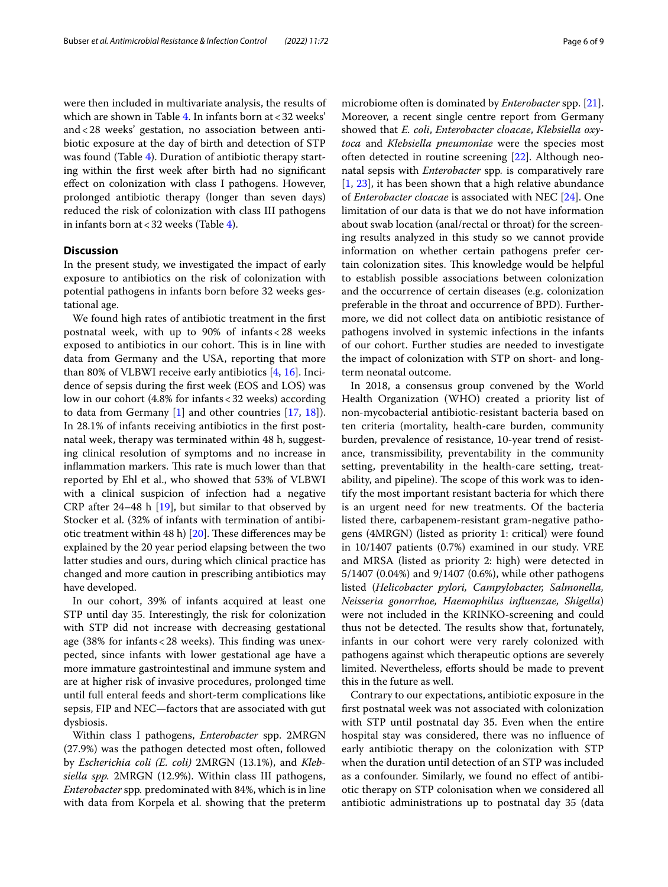were then included in multivariate analysis, the results of which are shown in Table 4. In infants born at < 32 weeks' and < 28 weeks' gestation, no association between antibiotic exposure at the day of birth and detection of STP was found (Table 4). Duration of antibiotic therapy starting within the first week after birth had no significant effect on colonization with class I pathogens. However, prolonged antibiotic therapy (longer than seven days) reduced the risk of colonization with class III pathogens in infants born at < 32 weeks (Table 4).

## Discussion

In the present study, we investigated the impact of early exposure to antibiotics on the risk of colonization with potential pathogens in infants born before 32 weeks gestational age.

We found high rates of antibiotic treatment in the first postnatal week, with up to 90% of infants < 28 weeks exposed to antibiotics in our cohort. This is in line with data from Germany and the USA, reporting that more than 80% of VLBWI receive early antibiotics [4, 16]. Incidence of sepsis during the first week (EOS and LOS) was low in our cohort (4.8% for infants < 32 weeks) according to data from Germany [1] and other countries [17, 18]). In 28.1% of infants receiving antibiotics in the first postnatal week, therapy was terminated within 48 h, suggesting clinical resolution of symptoms and no increase in inflammation markers. This rate is much lower than that reported by Ehl et al., who showed that 53% of VLBWI with a clinical suspicion of infection had a negative CRP after 24–48 h [19], but similar to that observed by Stocker et al. (32% of infants with termination of antibiotic treatment within 48 h) [20]. These differences may be explained by the 20 year period elapsing between the two latter studies and ours, during which clinical practice has changed and more caution in prescribing antibiotics may have developed.

In our cohort, 39% of infants acquired at least one STP until day 35. Interestingly, the risk for colonization with STP did not increase with decreasing gestational age (38% for infants < 28 weeks). This finding was unexpected, since infants with lower gestational age have a more immature gastrointestinal and immune system and are at higher risk of invasive procedures, prolonged time until full enteral feeds and short-term complications like sepsis, FIP and NEC—factors that are associated with gut dysbiosis.

Within class I pathogens, *Enterobacter* spp. 2MRGN (27.9%) was the pathogen detected most often, followed by *Escherichia coli (E. coli)* 2MRGN (13.1%), and *Klebsiella spp.* 2MRGN (12.9%). Within class III pathogens, *Enterobacter* spp. predominated with 84%, which is in line with data from Korpela et al. showing that the preterm microbiome often is dominated by *Enterobacter* spp. [21]. Moreover, a recent single centre report from Germany showed that *E. coli*, *Enterobacter cloacae*, *Klebsiella oxytoca* and *Klebsiella pneumoniae* were the species most often detected in routine screening [22]. Although neonatal sepsis with *Enterobacter* spp. is comparatively rare [1, 23], it has been shown that a high relative abundance of *Enterobacter cloacae* is associated with NEC [24]. One limitation of our data is that we do not have information about swab location (anal/rectal or throat) for the screening results analyzed in this study so we cannot provide information on whether certain pathogens prefer certain colonization sites. This knowledge would be helpful to establish possible associations between colonization and the occurrence of certain diseases (e.g. colonization preferable in the throat and occurrence of BPD). Furthermore, we did not collect data on antibiotic resistance of pathogens involved in systemic infections in the infants of our cohort. Further studies are needed to investigate the impact of colonization with STP on short- and long-term neonatal outcome.

In 2018, a consensus group convened by the World Health Organization (WHO) created a priority list of non-mycobacterial antibiotic-resistant bacteria based on ten criteria (mortality, health-care burden, community burden, prevalence of resistance, 10-year trend of resistance, transmissibility, preventability in the community setting, preventability in the health-care setting, treatability, and pipeline). The scope of this work was to identify the most important resistant bacteria for which there is an urgent need for new treatments. Of the bacteria listed there, carbapenem-resistant gram-negative pathogens (4MRGN) (listed as priority 1: critical) were found in 10/1407 patients (0.7%) examined in our study. VRE and MRSA (listed as priority 2: high) were detected in 5/1407 (0.04%) and 9/1407 (0.6%), while other pathogens listed (*Helicobacter pylori, Campylobacter, Salmonella, Neisseria gonorrhoe, Haemophilus influenzae, Shigella*) were not included in the KRINKO-screening and could thus not be detected. The results show that, fortunately, infants in our cohort were very rarely colonized with pathogens against which therapeutic options are severely limited. Nevertheless, efforts should be made to prevent this in the future as well.

Contrary to our expectations, antibiotic exposure in the first postnatal week was not associated with colonization with STP until postnatal day 35. Even when the entire hospital stay was considered, there was no influence of early antibiotic therapy on the colonization with STP when the duration until detection of an STP was included as a confounder. Similarly, we found no effect of antibiotic therapy on STP colonisation when we considered all antibiotic administrations up to postnatal day 35 (data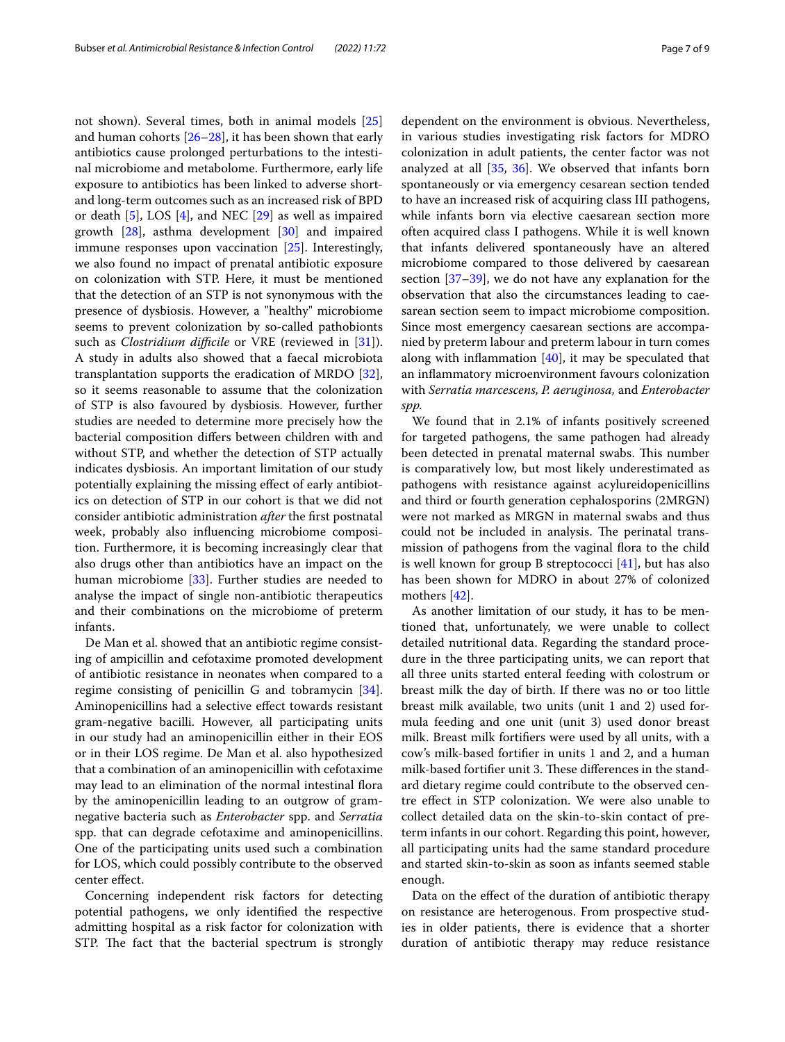not shown). Several times, both in animal models [25] and human cohorts [26–28], it has been shown that early antibiotics cause prolonged perturbations to the intestinal microbiome and metabolome. Furthermore, early life exposure to antibiotics has been linked to adverse short- and long-term outcomes such as an increased risk of BPD or death [5], LOS [4], and NEC [29] as well as impaired growth [28], asthma development [30] and impaired immune responses upon vaccination [25]. Interestingly, we also found no impact of prenatal antibiotic exposure on colonization with STP. Here, it must be mentioned that the detection of an STP is not synonymous with the presence of dysbiosis. However, a "healthy" microbiome seems to prevent colonization by so-called pathobionts such as *Clostridium difficile* or VRE (reviewed in [31]). A study in adults also showed that a faecal microbiota transplantation supports the eradication of MRDO [32], so it seems reasonable to assume that the colonization of STP is also favoured by dysbiosis. However, further studies are needed to determine more precisely how the bacterial composition differs between children with and without STP, and whether the detection of STP actually indicates dysbiosis. An important limitation of our study potentially explaining the missing effect of early antibiotics on detection of STP in our cohort is that we did not consider antibiotic administration *after* the first postnatal week, probably also influencing microbiome composition. Furthermore, it is becoming increasingly clear that also drugs other than antibiotics have an impact on the human microbiome [33]. Further studies are needed to analyse the impact of single non-antibiotic therapeutics and their combinations on the microbiome of preterm infants.

De Man et al. showed that an antibiotic regime consisting of ampicillin and cefotaxime promoted development of antibiotic resistance in neonates when compared to a regime consisting of penicillin G and tobramycin [34]. Aminopenicillins had a selective effect towards resistant gram-negative bacilli. However, all participating units in our study had an aminopenicillin either in their EOS or in their LOS regime. De Man et al. also hypothesized that a combination of an aminopenicillin with cefotaxime may lead to an elimination of the normal intestinal flora by the aminopenicillin leading to an outgrow of gram-negative bacteria such as *Enterobacter* spp. and *Serratia* spp. that can degrade cefotaxime and aminopenicillins. One of the participating units used such a combination for LOS, which could possibly contribute to the observed center effect.

Concerning independent risk factors for detecting potential pathogens, we only identified the respective admitting hospital as a risk factor for colonization with STP. The fact that the bacterial spectrum is strongly dependent on the environment is obvious. Nevertheless, in various studies investigating risk factors for MDRO colonization in adult patients, the center factor was not analyzed at all [35, 36]. We observed that infants born spontaneously or via emergency cesarean section tended to have an increased risk of acquiring class III pathogens, while infants born via elective caesarean section more often acquired class I pathogens. While it is well known that infants delivered spontaneously have an altered microbiome compared to those delivered by caesarean section [37–39], we do not have any explanation for the observation that also the circumstances leading to caesarean section seem to impact microbiome composition. Since most emergency caesarean sections are accompanied by preterm labour and preterm labour in turn comes along with inflammation [40], it may be speculated that an inflammatory microenvironment favours colonization with *Serratia marcescens*, *P. aeruginosa*, and *Enterobacter spp.*

We found that in 2.1% of infants positively screened for targeted pathogens, the same pathogen had already been detected in prenatal maternal swabs. This number is comparatively low, but most likely underestimated as pathogens with resistance against acylureidopenicillins and third or fourth generation cephalosporins (2MRGN) were not marked as MRGN in maternal swabs and thus could not be included in analysis. The perinatal transmission of pathogens from the vaginal flora to the child is well known for group B streptococci [41], but has also has been shown for MDRO in about 27% of colonized mothers [42].

As another limitation of our study, it has to be mentioned that, unfortunately, we were unable to collect detailed nutritional data. Regarding the standard procedure in the three participating units, we can report that all three units started enteral feeding with colostrum or breast milk the day of birth. If there was no or too little breast milk available, two units (unit 1 and 2) used formula feeding and one unit (unit 3) used donor breast milk. Breast milk fortifiers were used by all units, with a cow's milk-based fortifier in units 1 and 2, and a human milk-based fortifier unit 3. These differences in the standard dietary regime could contribute to the observed centre effect in STP colonization. We were also unable to collect detailed data on the skin-to-skin contact of preterm infants in our cohort. Regarding this point, however, all participating units had the same standard procedure and started skin-to-skin as soon as infants seemed stable enough.

Data on the effect of the duration of antibiotic therapy on resistance are heterogenous. From prospective studies in older patients, there is evidence that a shorter duration of antibiotic therapy may reduce resistance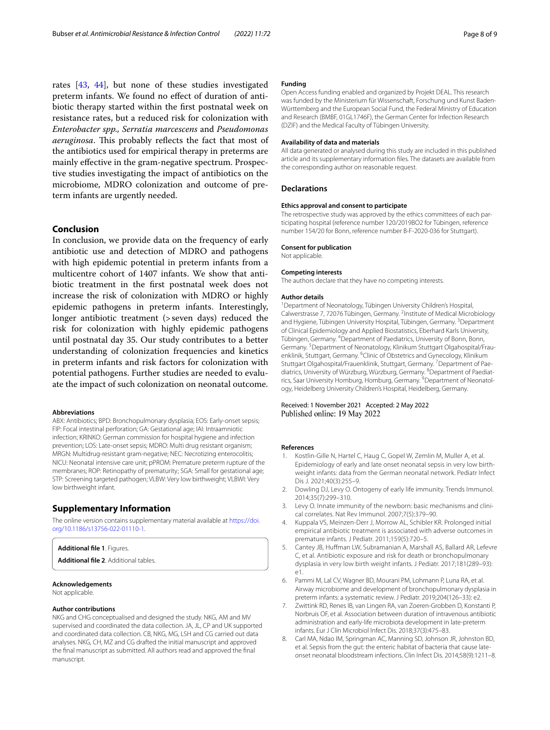rates [43, 44], but none of these studies investigated preterm infants. We found no effect of duration of antibiotic therapy started within the first postnatal week on resistance rates, but a reduced risk for colonization with *Enterobacter spp., Serratia marcescens* and *Pseudomonas aeruginosa*. This probably reflects the fact that most of the antibiotics used for empirical therapy in preterms are mainly effective in the gram-negative spectrum. Prospective studies investigating the impact of antibiotics on the microbiome, MDRO colonization and outcome of preterm infants are urgently needed.

## Conclusion

In conclusion, we provide data on the frequency of early antibiotic use and detection of MDRO and pathogens with high epidemic potential in preterm infants from a multicentre cohort of 1407 infants. We show that antibiotic treatment in the first postnatal week does not increase the risk of colonization with MDRO or highly epidemic pathogens in preterm infants. Interestingly, longer antibiotic treatment (> seven days) reduced the risk for colonization with highly epidemic pathogens until postnatal day 35. Our study contributes to a better understanding of colonization frequencies and kinetics in preterm infants and risk factors for colonization with potential pathogens. Further studies are needed to evaluate the impact of such colonization on neonatal outcome.

#### Abbreviations

ABX: Antibiotics; BPD: Bronchopulmonary dysplasia; EOS: Early-onset sepsis; FIP: Focal intestinal perforation; GA: Gestational age; IAI: Intraamniotic infection; KRINKO: German commission for hospital hygiene and infection prevention; LOS: Late-onset sepsis; MDRO: Multi drug resistant organism; MRGN: Multidrug-resistant gram-negative; NEC: Necrotizing enterocolitis; NICU: Neonatal intensive care unit; pPROM: Premature preterm rupture of the membranes; ROP: Retinopathy of prematurity; SGA: Small for gestational age; STP: Screening targeted pathogen; VLBW: Very low birthweight; VLBWI: Very low birthweight infant.

## Supplementary Information

The online version contains supplementary material available at https://doi.org/10.1186/s13756-022-01110-1.

**Additional file 1**. Figures.

**Additional file 2**. Additional tables.

#### Acknowledgements

Not applicable.

#### Author contributions

NKG and CHG conceptualised and designed the study. NKG, AM and MV supervised and coordinated the data collection. JA, JL, CP and UK supported and coordinated data collection. CB, NKG, MG, LSH and CG carried out data analyses. NKG, CH, MZ and CG drafted the initial manuscript and approved the final manuscript as submitted. All authors read and approved the final manuscript.

#### Funding

Open Access funding enabled and organized by Projekt DEAL. This research was funded by the Ministerium für Wissenschaft, Forschung und Kunst Baden-Württemberg and the European Social Fund, the Federal Ministry of Education and Research (BMBF, 01GL1746F), the German Center for Infection Research (DZIF) and the Medical Faculty of Tübingen University.

#### Availability of data and materials

All data generated or analysed during this study are included in this published article and its supplementary information files. The datasets are available from the corresponding author on reasonable request.

## Declarations

#### Ethics approval and consent to participate

The retrospective study was approved by the ethics committees of each participating hospital (reference number 120/2019BO2 for Tübingen, reference number 154/20 for Bonn, reference number B-F-2020-036 for Stuttgart).

#### Consent for publication

Not applicable.

#### Competing interests

The authors declare that they have no competing interests.

#### Author details

[1]Department of Neonatology, Tübingen University Children's Hospital, Calwerstrasse 7, 72076 Tübingen, Germany. [2]Institute of Medical Microbiology and Hygiene, Tübingen University Hospital, Tübingen, Germany. [3]Department of Clinical Epidemiology and Applied Biostatistics, Eberhard Karls University, Tübingen, Germany. [4]Department of Paediatrics, University of Bonn, Bonn, Germany. [5]Department of Neonatology, Klinikum Stuttgart Olgahospital/Frauenklinik, Stuttgart, Germany. [6]Clinic of Obstetrics and Gynecology, Klinikum Stuttgart Olgahospital/Frauenklinik, Stuttgart, Germany. [7]Department of Paediatrics, University of Würzburg, Würzburg, Germany. [8]Department of Paediatrics, Saar University Homburg, Homburg, Germany. [9]Department of Neonatology, Heidelberg University Children's Hospital, Heidelberg, Germany.

Received: 1 November 2021 Accepted: 2 May 2022
Published online: 19 May 2022

#### References

1. Kostlin-Gille N, Hartel C, Haug C, Gopel W, Zemlin M, Muller A, et al. Epidemiology of early and late onset neonatal sepsis in very low birthweight infants: data from the German neonatal network. Pediatr Infect Dis J. 2021;40(3):255–9.
2. Dowling DJ, Levy O. Ontogeny of early life immunity. Trends Immunol. 2014;35(7):299–310.
3. Levy O. Innate immunity of the newborn: basic mechanisms and clinical correlates. Nat Rev Immunol. 2007;7(5):379–90.
4. Kuppala VS, Meinzen-Derr J, Morrow AL, Schibler KR. Prolonged initial empirical antibiotic treatment is associated with adverse outcomes in premature infants. J Pediatr. 2011;159(5):720–5.
5. Cantey JB, Huffman LW, Subramanian A, Marshall AS, Ballard AR, Lefevre C, et al. Antibiotic exposure and risk for death or bronchopulmonary dysplasia in very low birth weight infants. J Pediatr. 2017;181(289–93):e1.
6. Pammi M, Lal CV, Wagner BD, Mourani PM, Lohmann P, Luna RA, et al. Airway microbiome and development of bronchopulmonary dysplasia in preterm infants: a systematic review. J Pediatr. 2019;204(126–33): e2.
7. Zwittink RD, Renes IB, van Lingen RA, van Zoeren-Grobben D, Konstanti P, Norbruis OF, et al. Association between duration of intravenous antibiotic administration and early-life microbiota development in late-preterm infants. Eur J Clin Microbiol Infect Dis. 2018;37(3):475–83.
8. Carl MA, Ndao IM, Springman AC, Manning SD, Johnson JR, Johnston BD, et al. Sepsis from the gut: the enteric habitat of bacteria that cause late-onset neonatal bloodstream infections. Clin Infect Dis. 2014;58(9):1211–8.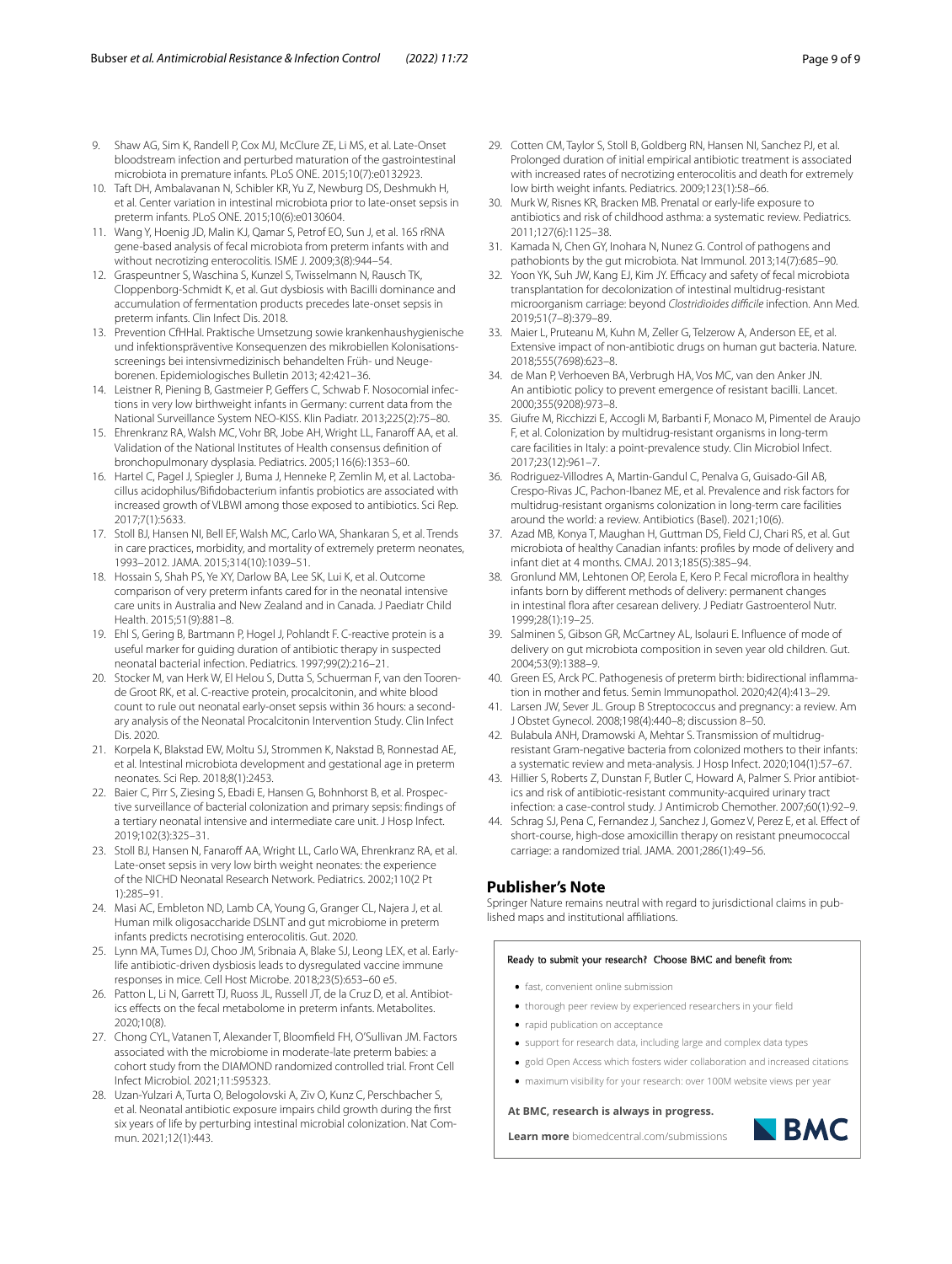9. Shaw AG, Sim K, Randell P, Cox MJ, McClure ZE, Li MS, et al. Late-Onset bloodstream infection and perturbed maturation of the gastrointestinal microbiota in premature infants. PLoS ONE. 2015;10(7):e0132923.
10. Taft DH, Ambalavanan N, Schibler KR, Yu Z, Newburg DS, Deshmukh H, et al. Center variation in intestinal microbiota prior to late-onset sepsis in preterm infants. PLoS ONE. 2015;10(6):e0130604.
11. Wang Y, Hoenig JD, Malin KJ, Qamar S, Petrof EO, Sun J, et al. 16S rRNA gene-based analysis of fecal microbiota from preterm infants with and without necrotizing enterocolitis. ISME J. 2009;3(8):944–54.
12. Graspeuntner S, Waschina S, Kunzel S, Twisselmann N, Rausch TK, Cloppenborg-Schmidt K, et al. Gut dysbiosis with Bacilli dominance and accumulation of fermentation products precedes late-onset sepsis in preterm infants. Clin Infect Dis. 2018.
13. Prevention CfHHaI. Praktische Umsetzung sowie krankenhaushygienische und infektionspräventive Konsequenzen des mikrobiellen Kolonisationsscreenings bei intensivmedizinisch behandelten Früh- und Neugeborenen. Epidemiologisches Bulletin 2013; 42:421–36.
14. Leistner R, Piening B, Gastmeier P, Geffers C, Schwab F. Nosocomial infections in very low birthweight infants in Germany: current data from the National Surveillance System NEO-KISS. Klin Padiatr. 2013;225(2):75–80.
15. Ehrenkranz RA, Walsh MC, Vohr BR, Jobe AH, Wright LL, Fanaroff AA, et al. Validation of the National Institutes of Health consensus definition of bronchopulmonary dysplasia. Pediatrics. 2005;116(6):1353–60.
16. Hartel C, Pagel J, Spiegler J, Buma J, Henneke P, Zemlin M, et al. Lactobacillus acidophilus/Bifidobacterium infantis probiotics are associated with increased growth of VLBWI among those exposed to antibiotics. Sci Rep. 2017;7(1):5633.
17. Stoll BJ, Hansen NI, Bell EF, Walsh MC, Carlo WA, Shankaran S, et al. Trends in care practices, morbidity, and mortality of extremely preterm neonates, 1993–2012. JAMA. 2015;314(10):1039–51.
18. Hossain S, Shah PS, Ye XY, Darlow BA, Lee SK, Lui K, et al. Outcome comparison of very preterm infants cared for in the neonatal intensive care units in Australia and New Zealand and in Canada. J Paediatr Child Health. 2015;51(9):881–8.
19. Ehl S, Gering B, Bartmann P, Hogel J, Pohlandt F. C-reactive protein is a useful marker for guiding duration of antibiotic therapy in suspected neonatal bacterial infection. Pediatrics. 1997;99(2):216–21.
20. Stocker M, van Herk W, El Helou S, Dutta S, Schuerman F, van den Tooren-de Groot RK, et al. C-reactive protein, procalcitonin, and white blood count to rule out neonatal early-onset sepsis within 36 hours: a secondary analysis of the Neonatal Procalcitonin Intervention Study. Clin Infect Dis. 2020.
21. Korpela K, Blakstad EW, Moltu SJ, Strommen K, Nakstad B, Ronnestad AE, et al. Intestinal microbiota development and gestational age in preterm neonates. Sci Rep. 2018;8(1):2453.
22. Baier C, Pirr S, Ziesing S, Ebadi E, Hansen G, Bohnhorst B, et al. Prospective surveillance of bacterial colonization and primary sepsis: findings of a tertiary neonatal intensive and intermediate care unit. J Hosp Infect. 2019;102(3):325–31.
23. Stoll BJ, Hansen N, Fanaroff AA, Wright LL, Carlo WA, Ehrenkranz RA, et al. Late-onset sepsis in very low birth weight neonates: the experience of the NICHD Neonatal Research Network. Pediatrics. 2002;110(2 Pt 1):285–91.
24. Masi AC, Embleton ND, Lamb CA, Young G, Granger CL, Najera J, et al. Human milk oligosaccharide DSLNT and gut microbiome in preterm infants predicts necrotising enterocolitis. Gut. 2020.
25. Lynn MA, Tumes DJ, Choo JM, Sribnaia A, Blake SJ, Leong LEX, et al. Early-life antibiotic-driven dysbiosis leads to dysregulated vaccine immune responses in mice. Cell Host Microbe. 2018;23(5):653–60 e5.
26. Patton L, Li N, Garrett TJ, Ruoss JL, Russell JT, de la Cruz D, et al. Antibiotics effects on the fecal metabolome in preterm infants. Metabolites. 2020;10(8).
27. Chong CYL, Vatanen T, Alexander T, Bloomfield FH, O'Sullivan JM. Factors associated with the microbiome in moderate-late preterm babies: a cohort study from the DIAMOND randomized controlled trial. Front Cell Infect Microbiol. 2021;11:595323.
28. Uzan-Yulzari A, Turta O, Belogolovski A, Ziv O, Kunz C, Perschbacher S, et al. Neonatal antibiotic exposure impairs child growth during the first six years of life by perturbing intestinal microbial colonization. Nat Commun. 2021;12(1):443.
29. Cotten CM, Taylor S, Stoll B, Goldberg RN, Hansen NI, Sanchez PJ, et al. Prolonged duration of initial empirical antibiotic treatment is associated with increased rates of necrotizing enterocolitis and death for extremely low birth weight infants. Pediatrics. 2009;123(1):58–66.
30. Murk W, Risnes KR, Bracken MB. Prenatal or early-life exposure to antibiotics and risk of childhood asthma: a systematic review. Pediatrics. 2011;127(6):1125–38.
31. Kamada N, Chen GY, Inohara N, Nunez G. Control of pathogens and pathobionts by the gut microbiota. Nat Immunol. 2013;14(7):685–90.
32. Yoon YK, Suh JW, Kang EJ, Kim JY. Efficacy and safety of fecal microbiota transplantation for decolonization of intestinal multidrug-resistant microorganism carriage: beyond *Clostridioides difficile* infection. Ann Med. 2019;51(7–8):379–89.
33. Maier L, Pruteanu M, Kuhn M, Zeller G, Telzerow A, Anderson EE, et al. Extensive impact of non-antibiotic drugs on human gut bacteria. Nature. 2018;555(7698):623–8.
34. de Man P, Verhoeven BA, Verbrugh HA, Vos MC, van den Anker JN. An antibiotic policy to prevent emergence of resistant bacilli. Lancet. 2000;355(9208):973–8.
35. Giufre M, Ricchizzi E, Accogli M, Barbanti F, Monaco M, Pimentel de Araujo F, et al. Colonization by multidrug-resistant organisms in long-term care facilities in Italy: a point-prevalence study. Clin Microbiol Infect. 2017;23(12):961–7.
36. Rodriguez-Villodres A, Martin-Gandul C, Penalva G, Guisado-Gil AB, Crespo-Rivas JC, Pachon-Ibanez ME, et al. Prevalence and risk factors for multidrug-resistant organisms colonization in long-term care facilities around the world: a review. Antibiotics (Basel). 2021;10(6).
37. Azad MB, Konya T, Maughan H, Guttman DS, Field CJ, Chari RS, et al. Gut microbiota of healthy Canadian infants: profiles by mode of delivery and infant diet at 4 months. CMAJ. 2013;185(5):385–94.
38. Gronlund MM, Lehtonen OP, Eerola E, Kero P. Fecal microflora in healthy infants born by different methods of delivery: permanent changes in intestinal flora after cesarean delivery. J Pediatr Gastroenterol Nutr. 1999;28(1):19–25.
39. Salminen S, Gibson GR, McCartney AL, Isolauri E. Influence of mode of delivery on gut microbiota composition in seven year old children. Gut. 2004;53(9):1388–9.
40. Green ES, Arck PC. Pathogenesis of preterm birth: bidirectional inflammation in mother and fetus. Semin Immunopathol. 2020;42(4):413–29.
41. Larsen JW, Sever JL. Group B Streptococcus and pregnancy: a review. Am J Obstet Gynecol. 2008;198(4):440–8; discussion 8–50.
42. Bulabula ANH, Dramowski A, Mehtar S. Transmission of multidrug-resistant Gram-negative bacteria from colonized mothers to their infants: a systematic review and meta-analysis. J Hosp Infect. 2020;104(1):57–67.
43. Hillier S, Roberts Z, Dunstan F, Butler C, Howard A, Palmer S. Prior antibiotics and risk of antibiotic-resistant community-acquired urinary tract infection: a case-control study. J Antimicrob Chemother. 2007;60(1):92–9.
44. Schrag SJ, Pena C, Fernandez J, Sanchez J, Gomez V, Perez E, et al. Effect of short-course, high-dose amoxicillin therapy on resistant pneumococcal carriage: a randomized trial. JAMA. 2001;286(1):49–56.

## Publisher's Note

Springer Nature remains neutral with regard to jurisdictional claims in published maps and institutional affiliations.

Ready to submit your research? Choose BMC and benefit from:

- fast, convenient online submission
- thorough peer review by experienced researchers in your field
- rapid publication on acceptance
- support for research data, including large and complex data types
- gold Open Access which fosters wider collaboration and increased citations
- maximum visibility for your research: over 100M website views per year

**At BMC, research is always in progress.**

**Learn more** biomedcentral.com/submissions

BMC